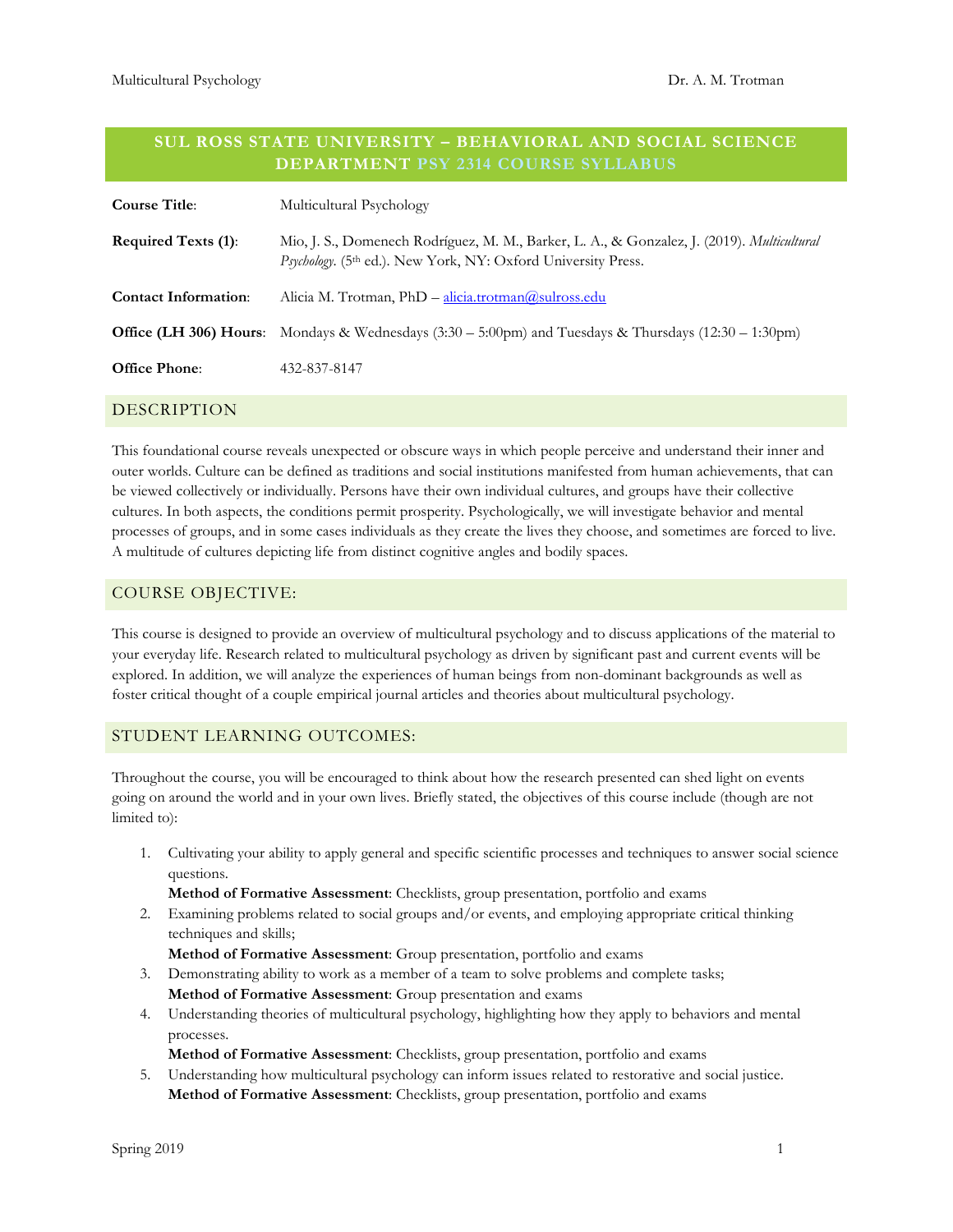# SUL ROSS STATE UNIVERSITY – BEHAVIORAL AND SOCIAL SCIENCE DEPARTMENT PSY 2314 COURSE SYLLABUS

| | |
|---|---|
| **Course Title**: | Multicultural Psychology |
| **Required Texts (1)**: | Mio, J. S., Domenech Rodríguez, M. M., Barker, L. A., & Gonzalez, J. (2019). *Multicultural Psychology*. (5th ed.). New York, NY: Oxford University Press. |
| **Contact Information**: | Alicia M. Trotman, PhD – alicia.trotman@sulross.edu |
| **Office (LH 306) Hours**: | Mondays & Wednesdays (3:30 – 5:00pm) and Tuesdays & Thursdays (12:30 – 1:30pm) |
| **Office Phone**: | 432-837-8147 |

## DESCRIPTION

This foundational course reveals unexpected or obscure ways in which people perceive and understand their inner and outer worlds. Culture can be defined as traditions and social institutions manifested from human achievements, that can be viewed collectively or individually. Persons have their own individual cultures, and groups have their collective cultures. In both aspects, the conditions permit prosperity. Psychologically, we will investigate behavior and mental processes of groups, and in some cases individuals as they create the lives they choose, and sometimes are forced to live. A multitude of cultures depicting life from distinct cognitive angles and bodily spaces.

## COURSE OBJECTIVE:

This course is designed to provide an overview of multicultural psychology and to discuss applications of the material to your everyday life. Research related to multicultural psychology as driven by significant past and current events will be explored. In addition, we will analyze the experiences of human beings from non-dominant backgrounds as well as foster critical thought of a couple empirical journal articles and theories about multicultural psychology.

## STUDENT LEARNING OUTCOMES:

Throughout the course, you will be encouraged to think about how the research presented can shed light on events going on around the world and in your own lives. Briefly stated, the objectives of this course include (though are not limited to):

1. Cultivating your ability to apply general and specific scientific processes and techniques to answer social science questions.
   **Method of Formative Assessment**: Checklists, group presentation, portfolio and exams
2. Examining problems related to social groups and/or events, and employing appropriate critical thinking techniques and skills;
   **Method of Formative Assessment**: Group presentation, portfolio and exams
3. Demonstrating ability to work as a member of a team to solve problems and complete tasks;
   **Method of Formative Assessment**: Group presentation and exams
4. Understanding theories of multicultural psychology, highlighting how they apply to behaviors and mental processes.
   **Method of Formative Assessment**: Checklists, group presentation, portfolio and exams
5. Understanding how multicultural psychology can inform issues related to restorative and social justice.
   **Method of Formative Assessment**: Checklists, group presentation, portfolio and exams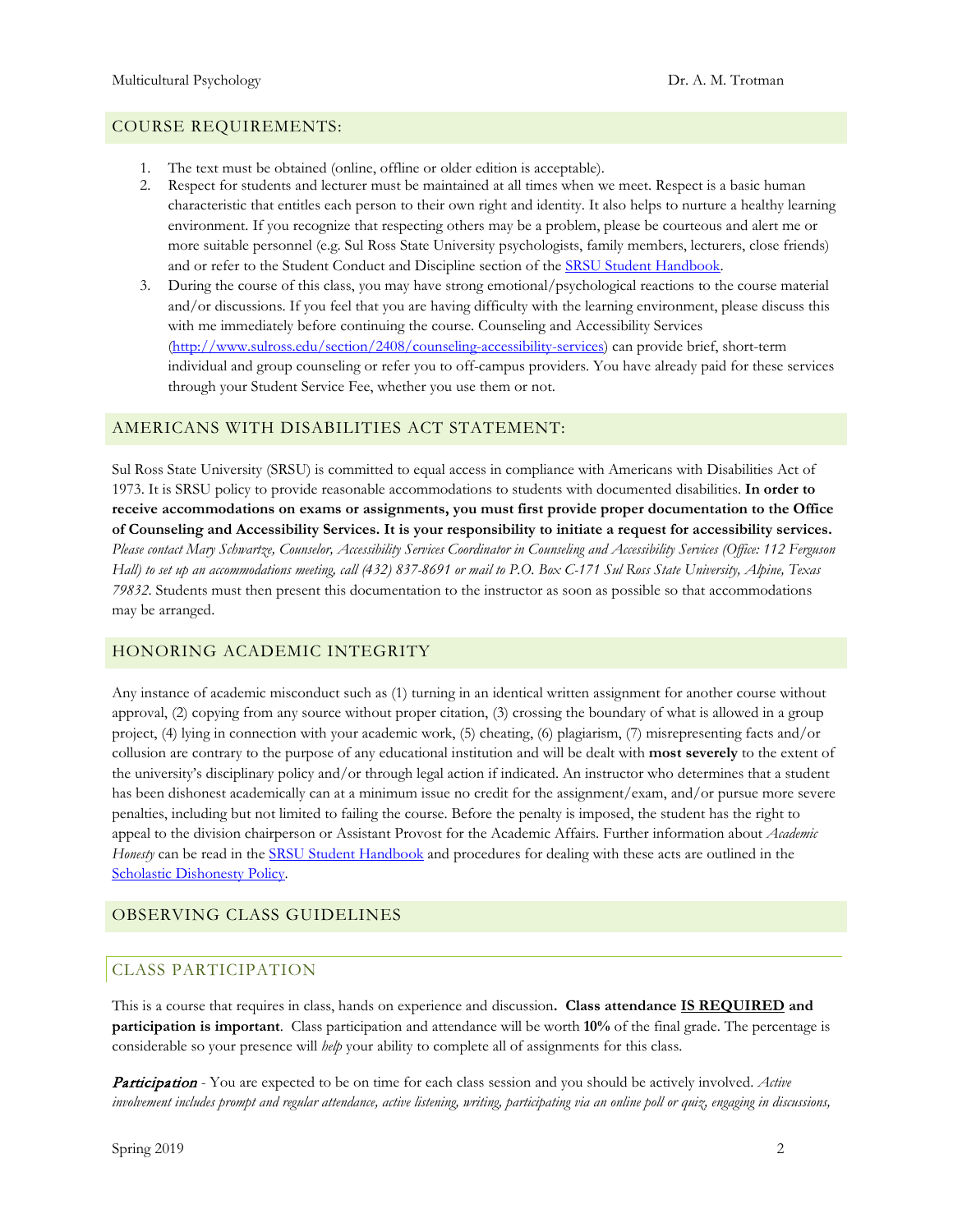## COURSE REQUIREMENTS:

1. The text must be obtained (online, offline or older edition is acceptable).
2. Respect for students and lecturer must be maintained at all times when we meet. Respect is a basic human characteristic that entitles each person to their own right and identity. It also helps to nurture a healthy learning environment. If you recognize that respecting others may be a problem, please be courteous and alert me or more suitable personnel (e.g. Sul Ross State University psychologists, family members, lecturers, close friends) and or refer to the Student Conduct and Discipline section of the SRSU Student Handbook.
3. During the course of this class, you may have strong emotional/psychological reactions to the course material and/or discussions. If you feel that you are having difficulty with the learning environment, please discuss this with me immediately before continuing the course. Counseling and Accessibility Services (http://www.sulross.edu/section/2408/counseling-accessibility-services) can provide brief, short-term individual and group counseling or refer you to off-campus providers. You have already paid for these services through your Student Service Fee, whether you use them or not.

## AMERICANS WITH DISABILITIES ACT STATEMENT:

Sul Ross State University (SRSU) is committed to equal access in compliance with Americans with Disabilities Act of 1973. It is SRSU policy to provide reasonable accommodations to students with documented disabilities. **In order to receive accommodations on exams or assignments, you must first provide proper documentation to the Office of Counseling and Accessibility Services. It is your responsibility to initiate a request for accessibility services.** *Please contact Mary Schwartze, Counselor, Accessibility Services Coordinator in Counseling and Accessibility Services (Office: 112 Ferguson Hall) to set up an accommodations meeting, call (432) 837-8691 or mail to P.O. Box C-171 Sul Ross State University, Alpine, Texas 79832.* Students must then present this documentation to the instructor as soon as possible so that accommodations may be arranged.

## HONORING ACADEMIC INTEGRITY

Any instance of academic misconduct such as (1) turning in an identical written assignment for another course without approval, (2) copying from any source without proper citation, (3) crossing the boundary of what is allowed in a group project, (4) lying in connection with your academic work, (5) cheating, (6) plagiarism, (7) misrepresenting facts and/or collusion are contrary to the purpose of any educational institution and will be dealt with **most severely** to the extent of the university's disciplinary policy and/or through legal action if indicated. An instructor who determines that a student has been dishonest academically can at a minimum issue no credit for the assignment/exam, and/or pursue more severe penalties, including but not limited to failing the course. Before the penalty is imposed, the student has the right to appeal to the division chairperson or Assistant Provost for the Academic Affairs. Further information about *Academic Honesty* can be read in the SRSU Student Handbook and procedures for dealing with these acts are outlined in the Scholastic Dishonesty Policy.

## OBSERVING CLASS GUIDELINES

### CLASS PARTICIPATION

This is a course that requires in class, hands on experience and discussion**. Class attendance IS REQUIRED and participation is important**. Class participation and attendance will be worth **10%** of the final grade. The percentage is considerable so your presence will *help* your ability to complete all of assignments for this class.

***Participation*** - You are expected to be on time for each class session and you should be actively involved. *Active involvement includes prompt and regular attendance, active listening, writing, participating via an online poll or quiz, engaging in discussions,*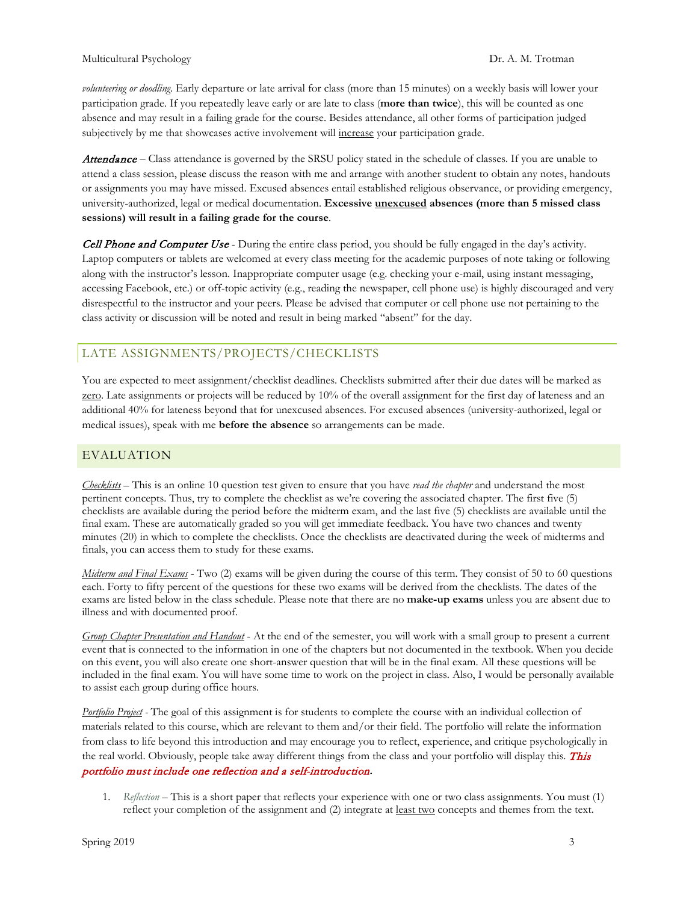*volunteering or doodling.* Early departure or late arrival for class (more than 15 minutes) on a weekly basis will lower your participation grade. If you repeatedly leave early or are late to class (**more than twice**), this will be counted as one absence and may result in a failing grade for the course. Besides attendance, all other forms of participation judged subjectively by me that showcases active involvement will <u>increase</u> your participation grade.

*Attendance* – Class attendance is governed by the SRSU policy stated in the schedule of classes. If you are unable to attend a class session, please discuss the reason with me and arrange with another student to obtain any notes, handouts or assignments you may have missed. Excused absences entail established religious observance, or providing emergency, university-authorized, legal or medical documentation. **Excessive <u>unexcused</u> absences (more than 5 missed class sessions) will result in a failing grade for the course**.

*Cell Phone and Computer Use* - During the entire class period, you should be fully engaged in the day's activity. Laptop computers or tablets are welcomed at every class meeting for the academic purposes of note taking or following along with the instructor's lesson. Inappropriate computer usage (e.g. checking your e-mail, using instant messaging, accessing Facebook, etc.) or off-topic activity (e.g., reading the newspaper, cell phone use) is highly discouraged and very disrespectful to the instructor and your peers. Please be advised that computer or cell phone use not pertaining to the class activity or discussion will be noted and result in being marked "absent" for the day.

## LATE ASSIGNMENTS/PROJECTS/CHECKLISTS

You are expected to meet assignment/checklist deadlines. Checklists submitted after their due dates will be marked as <u>zero</u>. Late assignments or projects will be reduced by 10% of the overall assignment for the first day of lateness and an additional 40% for lateness beyond that for unexcused absences. For excused absences (university-authorized, legal or medical issues), speak with me **before the absence** so arrangements can be made.

## EVALUATION

<u>*Checklists*</u> – This is an online 10 question test given to ensure that you have *read the chapter* and understand the most pertinent concepts. Thus, try to complete the checklist as we're covering the associated chapter. The first five (5) checklists are available during the period before the midterm exam, and the last five (5) checklists are available until the final exam. These are automatically graded so you will get immediate feedback. You have two chances and twenty minutes (20) in which to complete the checklists. Once the checklists are deactivated during the week of midterms and finals, you can access them to study for these exams.

<u>*Midterm and Final Exams*</u> - Two (2) exams will be given during the course of this term. They consist of 50 to 60 questions each. Forty to fifty percent of the questions for these two exams will be derived from the checklists. The dates of the exams are listed below in the class schedule. Please note that there are no **make-up exams** unless you are absent due to illness and with documented proof.

<u>*Group Chapter Presentation and Handout*</u> - At the end of the semester, you will work with a small group to present a current event that is connected to the information in one of the chapters but not documented in the textbook. When you decide on this event, you will also create one short-answer question that will be in the final exam. All these questions will be included in the final exam. You will have some time to work on the project in class. Also, I would be personally available to assist each group during office hours.

<u>*Portfolio Project*</u> - The goal of this assignment is for students to complete the course with an individual collection of materials related to this course, which are relevant to them and/or their field. The portfolio will relate the information from class to life beyond this introduction and may encourage you to reflect, experience, and critique psychologically in the real world. Obviously, people take away different things from the class and your portfolio will display this. ***This portfolio must include one reflection and a self-introduction.***

1. *Reflection* – This is a short paper that reflects your experience with one or two class assignments. You must (1) reflect your completion of the assignment and (2) integrate at <u>least two</u> concepts and themes from the text.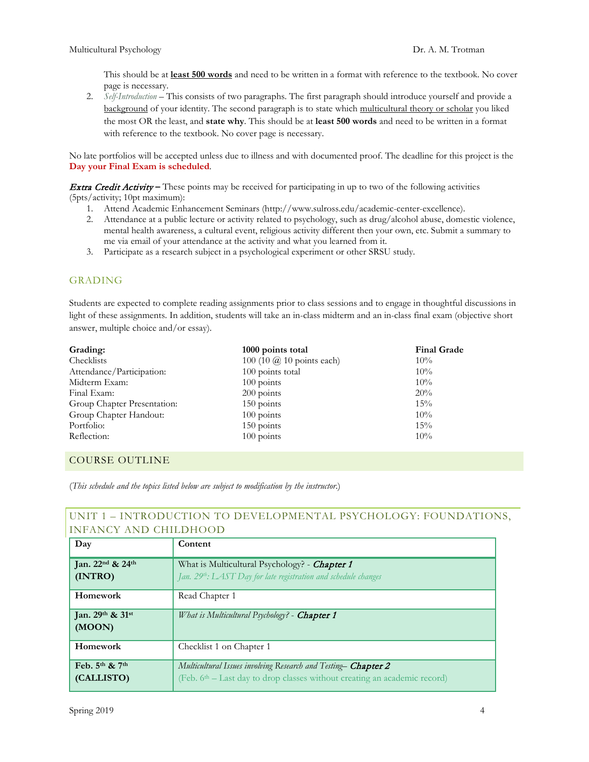This should be at **least 500 words** and need to be written in a format with reference to the textbook. No cover page is necessary.

2. *Self-Introduction* – This consists of two paragraphs. The first paragraph should introduce yourself and provide a background of your identity. The second paragraph is to state which multicultural theory or scholar you liked the most OR the least, and **state why**. This should be at **least 500 words** and need to be written in a format with reference to the textbook. No cover page is necessary.

No late portfolios will be accepted unless due to illness and with documented proof. The deadline for this project is the **Day your Final Exam is scheduled**.

***Extract Credit Activity*** – These points may be received for participating in up to two of the following activities (5pts/activity; 10pt maximum):

1. Attend Academic Enhancement Seminars (http://www.sulross.edu/academic-center-excellence).
2. Attendance at a public lecture or activity related to psychology, such as drug/alcohol abuse, domestic violence, mental health awareness, a cultural event, religious activity different then your own, etc. Submit a summary to me via email of your attendance at the activity and what you learned from it.
3. Participate as a research subject in a psychological experiment or other SRSU study.

## GRADING

Students are expected to complete reading assignments prior to class sessions and to engage in thoughtful discussions in light of these assignments. In addition, students will take an in-class midterm and an in-class final exam (objective short answer, multiple choice and/or essay).

| Grading: | 1000 points total | Final Grade |
|---|---|---|
| Checklists | 100 (10 @ 10 points each) | 10% |
| Attendance/Participation: | 100 points total | 10% |
| Midterm Exam: | 100 points | 10% |
| Final Exam: | 200 points | 20% |
| Group Chapter Presentation: | 150 points | 15% |
| Group Chapter Handout: | 100 points | 10% |
| Portfolio: | 150 points | 15% |
| Reflection: | 100 points | 10% |

## COURSE OUTLINE

(*This schedule and the topics listed below are subject to modification by the instructor.*)

### UNIT 1 – INTRODUCTION TO DEVELOPMENTAL PSYCHOLOGY: FOUNDATIONS, INFANCY AND CHILDHOOD

| Day | Content |
|---|---|
| **Jan. 22nd & 24th (INTRO)** | What is Multicultural Psychology? - ***Chapter 1***<br>*Jan. 29th: LAST Day for late registration and schedule changes* |
| **Homework** | Read Chapter 1 |
| **Jan. 29th & 31st (MOON)** | *What is Multicultural Psychology?* - ***Chapter 1*** |
| **Homework** | Checklist 1 on Chapter 1 |
| **Feb. 5th & 7th (CALLISTO)** | *Multicultural Issues involving Research and Testing*– ***Chapter 2***<br>(Feb. 6th – Last day to drop classes without creating an academic record) |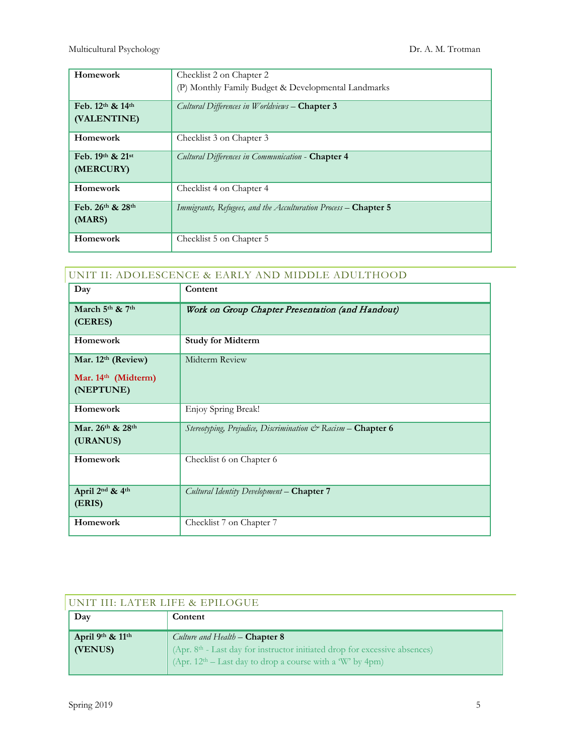| | |
|---|---|
| **Homework** | Checklist 2 on Chapter 2<br>(P) Monthly Family Budget & Developmental Landmarks |
| **Feb. 12th & 14th (VALENTINE)** | *Cultural Differences in Worldviews* – **Chapter 3** |
| **Homework** | Checklist 3 on Chapter 3 |
| **Feb. 19th & 21st (MERCURY)** | *Cultural Differences in Communication* - **Chapter 4** |
| **Homework** | Checklist 4 on Chapter 4 |
| **Feb. 26th & 28th (MARS)** | *Immigrants, Refugees, and the Acculturation Process* – **Chapter 5** |
| **Homework** | Checklist 5 on Chapter 5 |

## UNIT II: ADOLESCENCE & EARLY AND MIDDLE ADULTHOOD

| **Day** | **Content** |
|---|---|
| **March 5th & 7th (CERES)** | ***Work on Group Chapter Presentation (and Handout)*** |
| **Homework** | **Study for Midterm** |
| **Mar. 12th (Review)**<br>**Mar. 14th (Midterm)**<br>**(NEPTUNE)** | Midterm Review |
| **Homework** | Enjoy Spring Break! |
| **Mar. 26th & 28th (URANUS)** | *Stereotyping, Prejudice, Discrimination & Racism* – **Chapter 6** |
| **Homework** | Checklist 6 on Chapter 6 |
| **April 2nd & 4th (ERIS)** | *Cultural Identity Development* – **Chapter 7** |
| **Homework** | Checklist 7 on Chapter 7 |

## UNIT III: LATER LIFE & EPILOGUE

| **Day** | **Content** |
|---|---|
| **April 9th & 11th (VENUS)** | *Culture and Health* – **Chapter 8**<br>(Apr. 8th - Last day for instructor initiated drop for excessive absences)<br>(Apr. 12th – Last day to drop a course with a 'W' by 4pm) |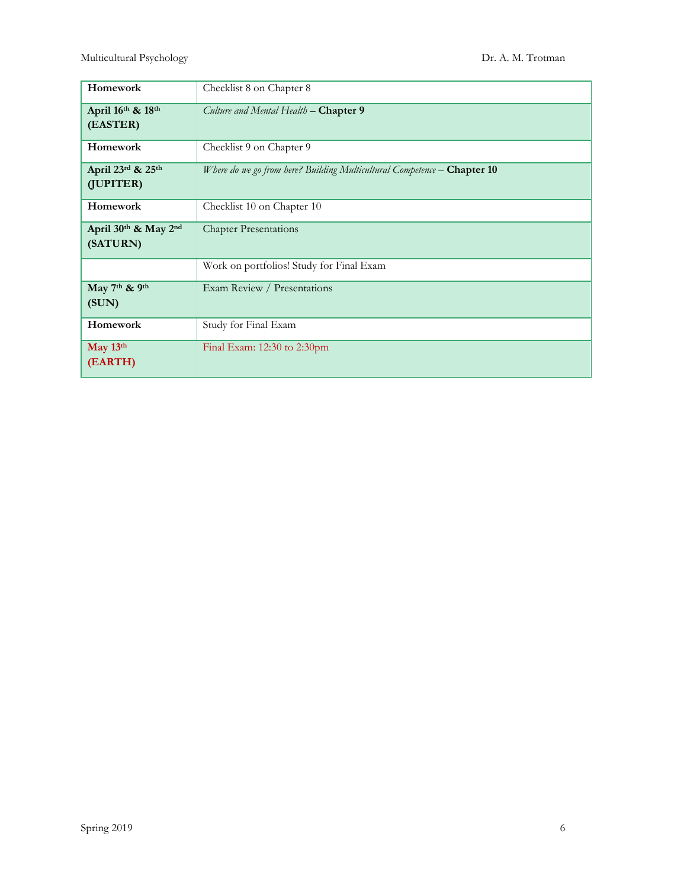| | |
|---|---|
| **Homework** | Checklist 8 on Chapter 8 |
| **April 16th & 18th (EASTER)** | *Culture and Mental Health* – **Chapter 9** |
| **Homework** | Checklist 9 on Chapter 9 |
| **April 23rd & 25th (JUPITER)** | *Where do we go from here? Building Multicultural Competence* – **Chapter 10** |
| **Homework** | Checklist 10 on Chapter 10 |
| **April 30th & May 2nd (SATURN)** | Chapter Presentations |
| | Work on portfolios! Study for Final Exam |
| **May 7th & 9th (SUN)** | Exam Review / Presentations |
| **Homework** | Study for Final Exam |
| **May 13th (EARTH)** | Final Exam: 12:30 to 2:30pm |